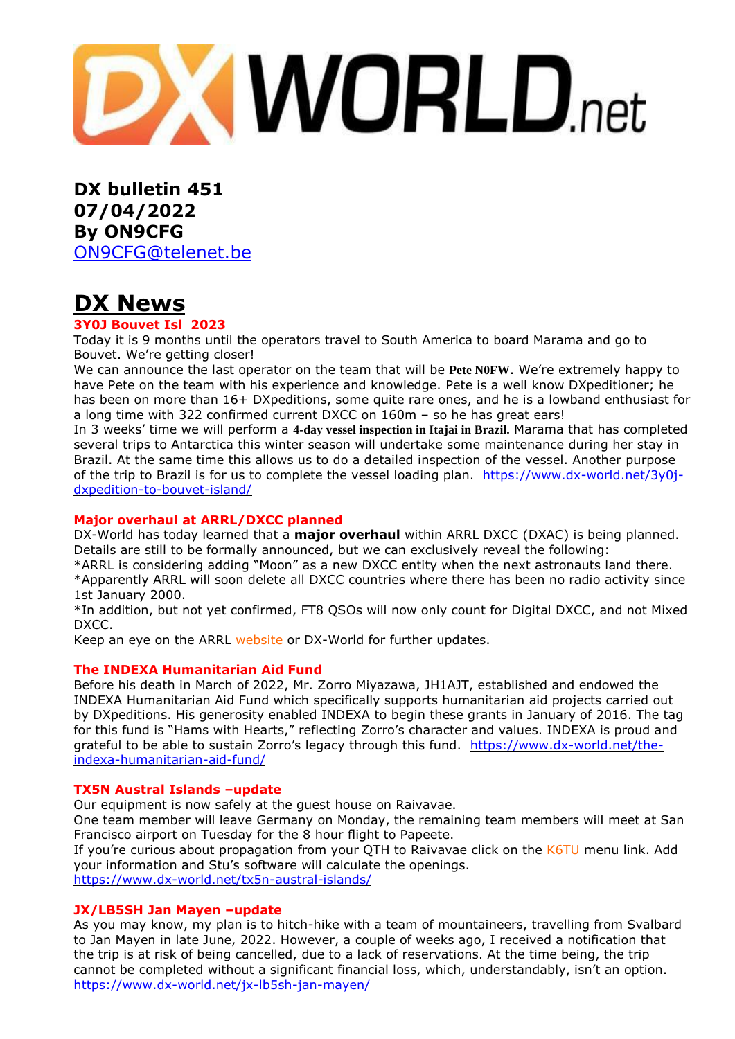DX WORLD.net

**DX bulletin 451**
**07/04/2022**
**By ON9CFG**
ON9CFG@telenet.be

# DX News

### 3Y0J Bouvet Isl 2023

Today it is 9 months until the operators travel to South America to board Marama and go to Bouvet. We're getting closer!
We can announce the last operator on the team that will be **Pete N0FW**. We're extremely happy to have Pete on the team with his experience and knowledge. Pete is a well know DXpeditioner; he has been on more than 16+ DXpeditions, some quite rare ones, and he is a lowband enthusiast for a long time with 322 confirmed current DXCC on 160m – so he has great ears!
In 3 weeks' time we will perform a **4-day vessel inspection in Itajai in Brazil.** Marama that has completed several trips to Antarctica this winter season will undertake some maintenance during her stay in Brazil. At the same time this allows us to do a detailed inspection of the vessel. Another purpose of the trip to Brazil is for us to complete the vessel loading plan. https://www.dx-world.net/3y0j-dxpedition-to-bouvet-island/

### Major overhaul at ARRL/DXCC planned

DX-World has today learned that a **major overhaul** within ARRL DXCC (DXAC) is being planned. Details are still to be formally announced, but we can exclusively reveal the following:
*ARRL is considering adding "Moon" as a new DXCC entity when the next astronauts land there.
*Apparently ARRL will soon delete all DXCC countries where there has been no radio activity since 1st January 2000.
*In addition, but not yet confirmed, FT8 QSOs will now only count for Digital DXCC, and not Mixed DXCC.
Keep an eye on the ARRL website or DX-World for further updates.

### The INDEXA Humanitarian Aid Fund

Before his death in March of 2022, Mr. Zorro Miyazawa, JH1AJT, established and endowed the INDEXA Humanitarian Aid Fund which specifically supports humanitarian aid projects carried out by DXpeditions. His generosity enabled INDEXA to begin these grants in January of 2016. The tag for this fund is "Hams with Hearts," reflecting Zorro's character and values. INDEXA is proud and grateful to be able to sustain Zorro's legacy through this fund. https://www.dx-world.net/the-indexa-humanitarian-aid-fund/

### TX5N Austral Islands –update

Our equipment is now safely at the guest house on Raivavae.
One team member will leave Germany on Monday, the remaining team members will meet at San Francisco airport on Tuesday for the 8 hour flight to Papeete.
If you're curious about propagation from your QTH to Raivavae click on the K6TU menu link. Add your information and Stu's software will calculate the openings.
https://www.dx-world.net/tx5n-austral-islands/

### JX/LB5SH Jan Mayen –update

As you may know, my plan is to hitch-hike with a team of mountaineers, travelling from Svalbard to Jan Mayen in late June, 2022. However, a couple of weeks ago, I received a notification that the trip is at risk of being cancelled, due to a lack of reservations. At the time being, the trip cannot be completed without a significant financial loss, which, understandably, isn't an option.
https://www.dx-world.net/jx-lb5sh-jan-mayen/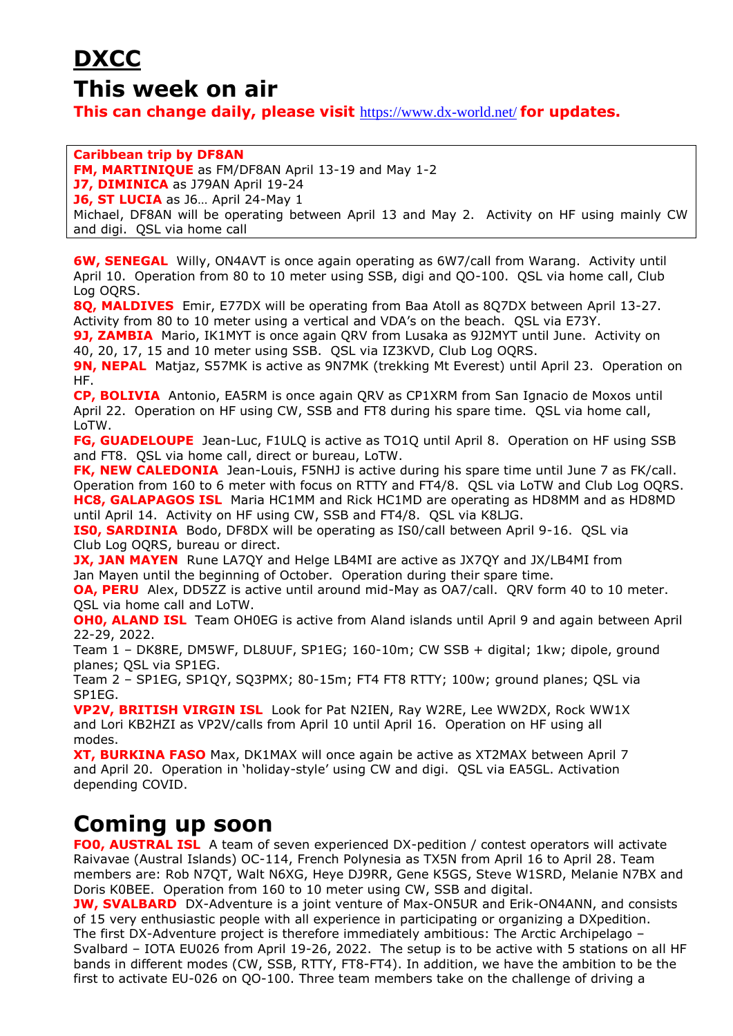# DXCC

# This week on air

**This can change daily, please visit** https://www.dx-world.net/ **for updates.**

**Caribbean trip by DF8AN**
**FM, MARTINIQUE** as FM/DF8AN April 13-19 and May 1-2
**J7, DIMINICA** as J79AN April 19-24
**J6, ST LUCIA** as J6… April 24-May 1
Michael, DF8AN will be operating between April 13 and May 2. Activity on HF using mainly CW and digi. QSL via home call

**6W, SENEGAL** Willy, ON4AVT is once again operating as 6W7/call from Warang. Activity until April 10. Operation from 80 to 10 meter using SSB, digi and QO-100. QSL via home call, Club Log OQRS.
**8Q, MALDIVES** Emir, E77DX will be operating from Baa Atoll as 8Q7DX between April 13-27. Activity from 80 to 10 meter using a vertical and VDA's on the beach. QSL via E73Y.
**9J, ZAMBIA** Mario, IK1MYT is once again QRV from Lusaka as 9J2MYT until June. Activity on 40, 20, 17, 15 and 10 meter using SSB. QSL via IZ3KVD, Club Log OQRS.
**9N, NEPAL** Matjaz, S57MK is active as 9N7MK (trekking Mt Everest) until April 23. Operation on HF.
**CP, BOLIVIA** Antonio, EA5RM is once again QRV as CP1XRM from San Ignacio de Moxos until April 22. Operation on HF using CW, SSB and FT8 during his spare time. QSL via home call, LoTW.
**FG, GUADELOUPE** Jean-Luc, F1ULQ is active as TO1Q until April 8. Operation on HF using SSB and FT8. QSL via home call, direct or bureau, LoTW.
**FK, NEW CALEDONIA** Jean-Louis, F5NHJ is active during his spare time until June 7 as FK/call. Operation from 160 to 6 meter with focus on RTTY and FT4/8. QSL via LoTW and Club Log OQRS.
**HC8, GALAPAGOS ISL** Maria HC1MM and Rick HC1MD are operating as HD8MM and as HD8MD until April 14. Activity on HF using CW, SSB and FT4/8. QSL via K8LJG.
**IS0, SARDINIA** Bodo, DF8DX will be operating as IS0/call between April 9-16. QSL via Club Log OQRS, bureau or direct.
**JX, JAN MAYEN** Rune LA7QY and Helge LB4MI are active as JX7QY and JX/LB4MI from Jan Mayen until the beginning of October. Operation during their spare time.
**OA, PERU** Alex, DD5ZZ is active until around mid-May as OA7/call. QRV form 40 to 10 meter. QSL via home call and LoTW.
**OH0, ALAND ISL** Team OH0EG is active from Aland islands until April 9 and again between April 22-29, 2022.
Team 1 – DK8RE, DM5WF, DL8UUF, SP1EG; 160-10m; CW SSB + digital; 1kw; dipole, ground planes; QSL via SP1EG.
Team 2 – SP1EG, SP1QY, SQ3PMX; 80-15m; FT4 FT8 RTTY; 100w; ground planes; QSL via SP1EG.
**VP2V, BRITISH VIRGIN ISL** Look for Pat N2IEN, Ray W2RE, Lee WW2DX, Rock WW1X and Lori KB2HZI as VP2V/calls from April 10 until April 16. Operation on HF using all modes.
**XT, BURKINA FASO** Max, DK1MAX will once again be active as XT2MAX between April 7 and April 20. Operation in 'holiday-style' using CW and digi. QSL via EA5GL. Activation depending COVID.

# Coming up soon

**FO0, AUSTRAL ISL** A team of seven experienced DX-pedition / contest operators will activate Raivavae (Austral Islands) OC-114, French Polynesia as TX5N from April 16 to April 28. Team members are: Rob N7QT, Walt N6XG, Heye DJ9RR, Gene K5GS, Steve W1SRD, Melanie N7BX and Doris K0BEE. Operation from 160 to 10 meter using CW, SSB and digital.
**JW, SVALBARD** DX-Adventure is a joint venture of Max-ON5UR and Erik-ON4ANN, and consists of 15 very enthusiastic people with all experience in participating or organizing a DXpedition. The first DX-Adventure project is therefore immediately ambitious: The Arctic Archipelago – Svalbard – IOTA EU026 from April 19-26, 2022. The setup is to be active with 5 stations on all HF bands in different modes (CW, SSB, RTTY, FT8-FT4). In addition, we have the ambition to be the first to activate EU-026 on QO-100. Three team members take on the challenge of driving a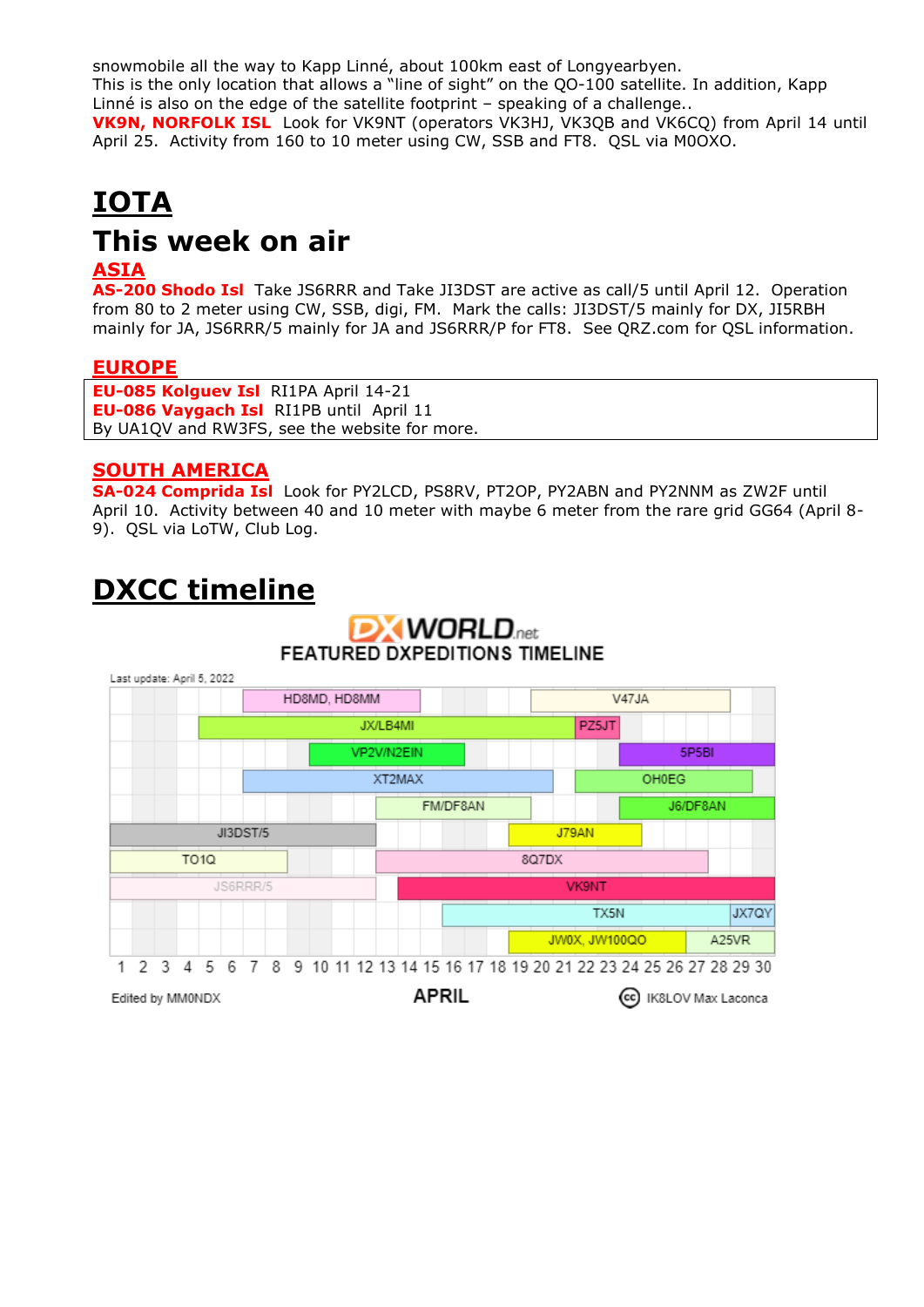snowmobile all the way to Kapp Linné, about 100km east of Longyearbyen.
This is the only location that allows a "line of sight" on the QO-100 satellite. In addition, Kapp Linné is also on the edge of the satellite footprint – speaking of a challenge..

**VK9N, NORFOLK ISL** Look for VK9NT (operators VK3HJ, VK3QB and VK6CQ) from April 14 until April 25. Activity from 160 to 10 meter using CW, SSB and FT8. QSL via M0OXO.

# IOTA

## This week on air

### ASIA

**AS-200 Shodo Isl** Take JS6RRR and Take JI3DST are active as call/5 until April 12. Operation from 80 to 2 meter using CW, SSB, digi, FM. Mark the calls: JI3DST/5 mainly for DX, JI5RBH mainly for JA, JS6RRR/5 mainly for JA and JS6RRR/P for FT8. See QRZ.com for QSL information.

### EUROPE

**EU-085 Kolguev Isl** RI1PA April 14-21
**EU-086 Vaygach Isl** RI1PB until April 11
By UA1QV and RW3FS, see the website for more.

### SOUTH AMERICA

**SA-024 Comprida Isl** Look for PY2LCD, PS8RV, PT2OP, PY2ABN and PY2NNM as ZW2F until April 10. Activity between 40 and 10 meter with maybe 6 meter from the rare grid GG64 (April 8-9). QSL via LoTW, Club Log.

# DXCC timeline

DXWORLD.net
FEATURED DXPEDITIONS TIMELINE

Last update: April 5, 2022

| Callsign | April dates (approx.) |
|---|---|
| HD8MD, HD8MM | 7–14 |
| V47JA | 20–28 |
| JX/LB4MI | 5–21 |
| PZ5JT | 22–23 |
| VP2V/N2EIN | 10–16 |
| 5P5BI | 24–30 |
| XT2MAX | 7–20 |
| OH0EG | 22–29 |
| FM/DF8AN | 13–19 |
| J6/DF8AN | 24–30 |
| JI3DST/5 | 1–12 |
| J79AN | 19–24 |
| TO1Q | 1–8 |
| 8Q7DX | 13–27 |
| JS6RRR/5 | 1–12 |
| VK9NT | 14–30 |
| TX5N | 16–28 |
| JX7QY | 29–30 |
| JW0X, JW100QO | 19–26 |
| A25VR | 27–30 |

APRIL

Edited by MM0NDX — IK8LOV Max Laconca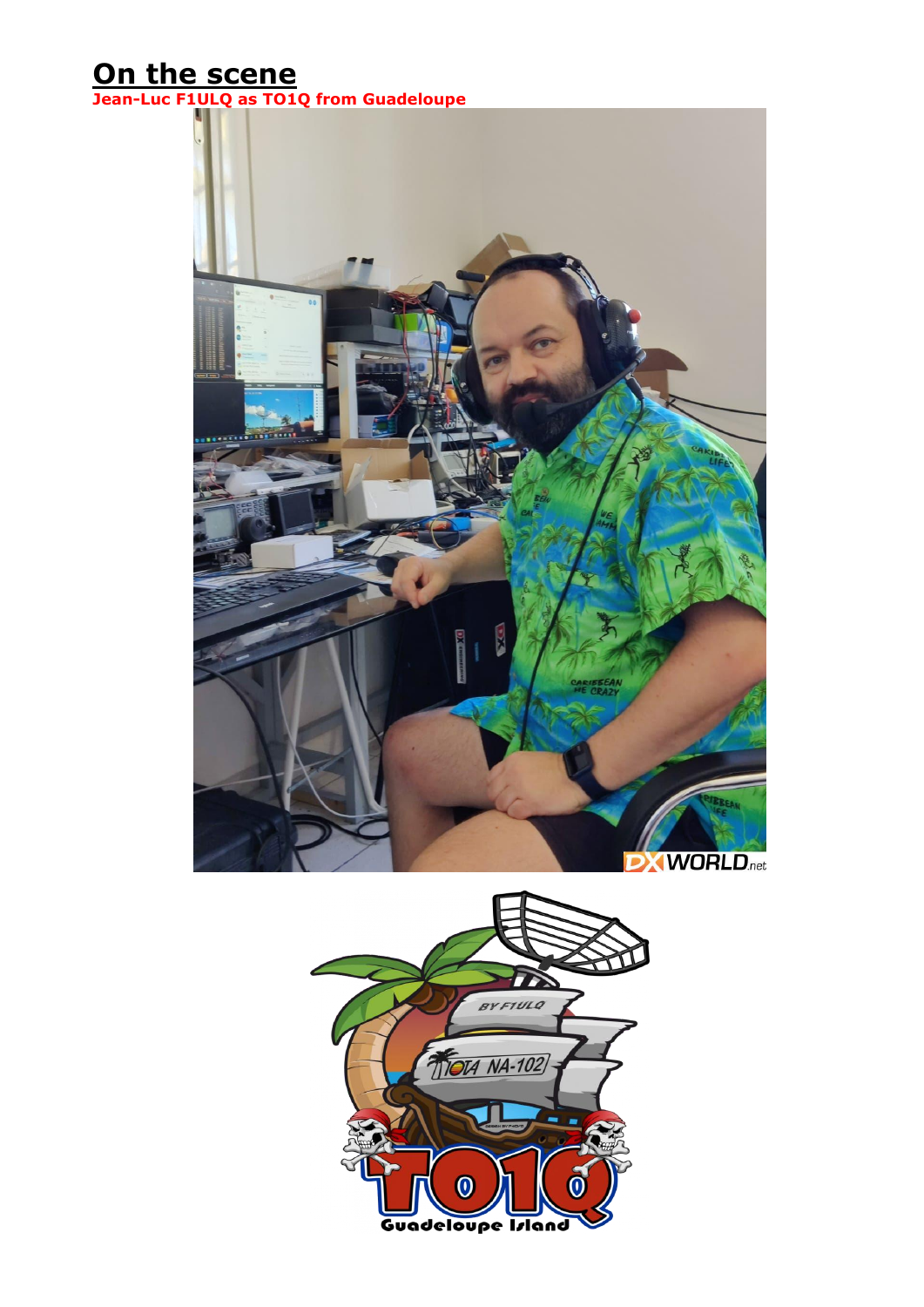## On the scene

**Jean-Luc F1ULQ as TO1Q from Guadeloupe**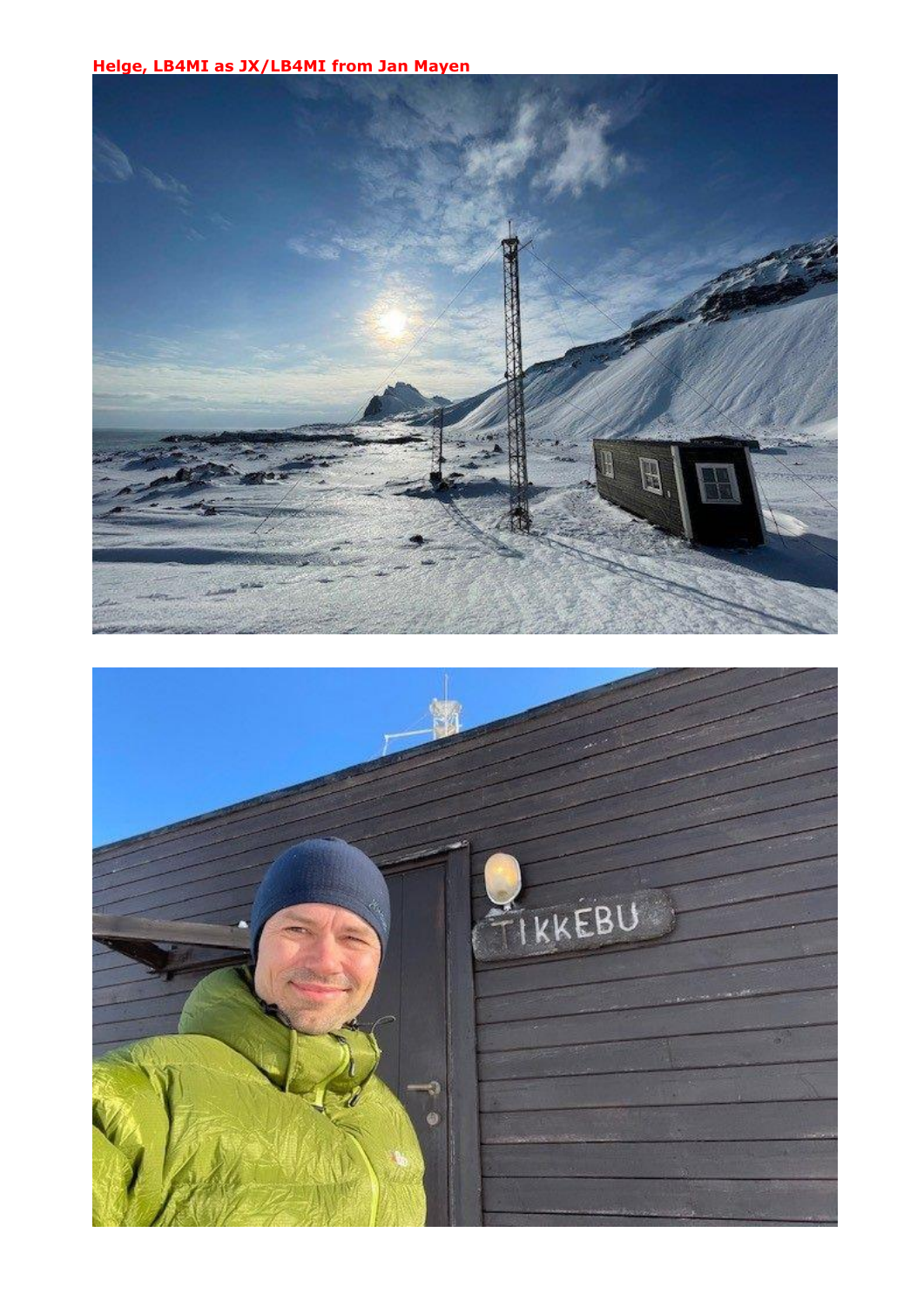**Helge, LB4MI as JX/LB4MI from Jan Mayen**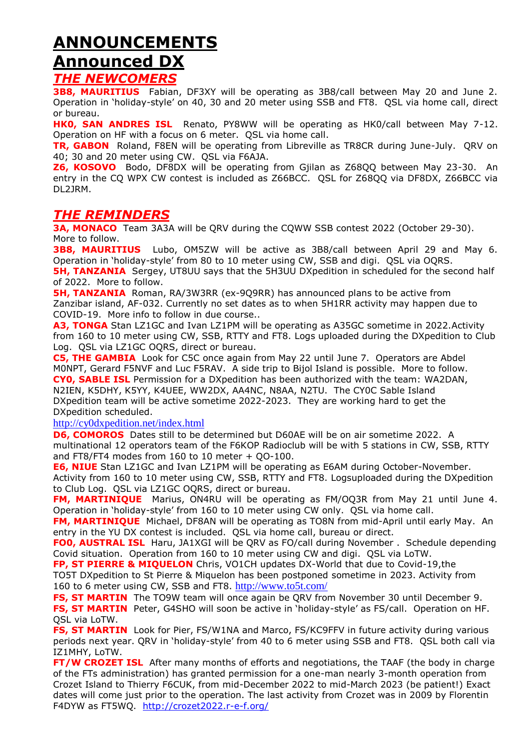# ANNOUNCEMENTS

# Announced DX

## *THE NEWCOMERS*

**3B8, MAURITIUS** Fabian, DF3XY will be operating as 3B8/call between May 20 and June 2. Operation in 'holiday-style' on 40, 30 and 20 meter using SSB and FT8. QSL via home call, direct or bureau.

**HK0, SAN ANDRES ISL** Renato, PY8WW will be operating as HK0/call between May 7-12. Operation on HF with a focus on 6 meter. QSL via home call.

**TR, GABON** Roland, F8EN will be operating from Libreville as TR8CR during June-July. QRV on 40; 30 and 20 meter using CW. QSL via F6AJA.

**Z6, KOSOVO** Bodo, DF8DX will be operating from Gjilan as Z68QQ between May 23-30. An entry in the CQ WPX CW contest is included as Z66BCC. QSL for Z68QQ via DF8DX, Z66BCC via DL2JRM.

## *THE REMINDERS*

**3A, MONACO** Team 3A3A will be QRV during the CQWW SSB contest 2022 (October 29-30). More to follow.

**3B8, MAURITIUS** Lubo, OM5ZW will be active as 3B8/call between April 29 and May 6. Operation in 'holiday-style' from 80 to 10 meter using CW, SSB and digi. QSL via OQRS.

**5H, TANZANIA** Sergey, UT8UU says that the 5H3UU DXpedition in scheduled for the second half of 2022. More to follow.

**5H, TANZANIA** Roman, RA/3W3RR (ex-9Q9RR) has announced plans to be active from Zanzibar island, AF-032. Currently no set dates as to when 5H1RR activity may happen due to COVID-19. More info to follow in due course..

**A3, TONGA** Stan LZ1GC and Ivan LZ1PM will be operating as A35GC sometime in 2022.Activity from 160 to 10 meter using CW, SSB, RTTY and FT8. Logs uploaded during the DXpedition to Club Log. QSL via LZ1GC OQRS, direct or bureau.

**C5, THE GAMBIA** Look for C5C once again from May 22 until June 7. Operators are Abdel M0NPT, Gerard F5NVF and Luc F5RAV. A side trip to Bijol Island is possible. More to follow.

**CY0, SABLE ISL** Permission for a DXpedition has been authorized with the team: WA2DAN, N2IEN, K5DHY, K5YY, K4UEE, WW2DX, AA4NC, N8AA, N2TU. The CY0C Sable Island DXpedition team will be active sometime 2022-2023. They are working hard to get the DXpedition scheduled.
http://cy0dxpedition.net/index.html

**D6, COMOROS** Dates still to be determined but D60AE will be on air sometime 2022. A multinational 12 operators team of the F6KOP Radioclub will be with 5 stations in CW, SSB, RTTY and FT8/FT4 modes from 160 to 10 meter + QO-100.

**E6, NIUE** Stan LZ1GC and Ivan LZ1PM will be operating as E6AM during October-November. Activity from 160 to 10 meter using CW, SSB, RTTY and FT8. Logsuploaded during the DXpedition to Club Log. QSL via LZ1GC OQRS, direct or bureau.

**FM, MARTINIQUE** Marius, ON4RU will be operating as FM/OQ3R from May 21 until June 4. Operation in 'holiday-style' from 160 to 10 meter using CW only. QSL via home call.

**FM, MARTINIQUE** Michael, DF8AN will be operating as TO8N from mid-April until early May. An entry in the YU DX contest is included. QSL via home call, bureau or direct.

**FO0, AUSTRAL ISL** Haru, JA1XGI will be QRV as FO/call during November . Schedule depending Covid situation. Operation from 160 to 10 meter using CW and digi. QSL via LoTW.

**FP, ST PIERRE & MIQUELON** Chris, VO1CH updates DX-World that due to Covid-19,the TO5T DXpedition to St Pierre & Miquelon has been postponed sometime in 2023. Activity from 160 to 6 meter using CW, SSB and FT8. http://www.to5t.com/

**FS, ST MARTIN** The TO9W team will once again be QRV from November 30 until December 9.

**FS, ST MARTIN** Peter, G4SHO will soon be active in 'holiday-style' as FS/call. Operation on HF. QSL via LoTW.

**FS, ST MARTIN** Look for Pier, FS/W1NA and Marco, FS/KC9FFV in future activity during various periods next year. QRV in 'holiday-style' from 40 to 6 meter using SSB and FT8. QSL both call via IZ1MHY, LoTW.

**FT/W CROZET ISL** After many months of efforts and negotiations, the TAAF (the body in charge of the FTs administration) has granted permission for a one-man nearly 3-month operation from Crozet Island to Thierry F6CUK, from mid-December 2022 to mid-March 2023 (be patient!) Exact dates will come just prior to the operation. The last activity from Crozet was in 2009 by Florentin F4DYW as FT5WQ. http://crozet2022.r-e-f.org/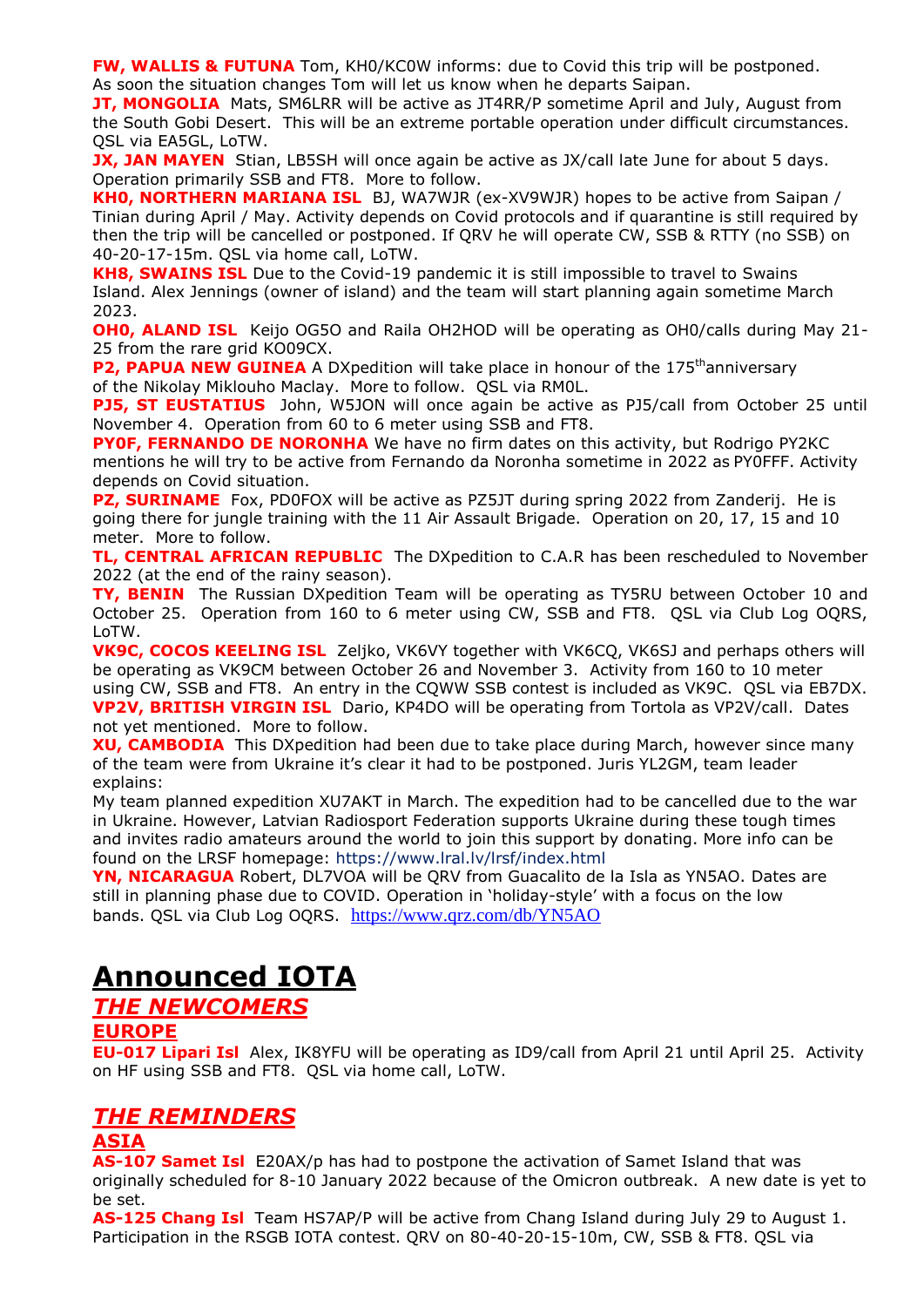**FW, WALLIS & FUTUNA** Tom, KH0/KC0W informs: due to Covid this trip will be postponed. As soon the situation changes Tom will let us know when he departs Saipan.

**JT, MONGOLIA** Mats, SM6LRR will be active as JT4RR/P sometime April and July, August from the South Gobi Desert. This will be an extreme portable operation under difficult circumstances. QSL via EA5GL, LoTW.

**JX, JAN MAYEN** Stian, LB5SH will once again be active as JX/call late June for about 5 days. Operation primarily SSB and FT8.

**KH0, NORTHERN MARIANA ISL** BJ, WA7WJR (ex-XV9WJR) hopes to be active from Saipan / Tinian during April / May. Activity depends on Covid protocols and if quarantine is still required by then the trip will be cancelled or postponed. If QRV he will operate CW, SSB & RTTY (no SSB) on 40-20-17-15m. QSL via home call, LoTW.

**KH8, SWAINS ISL** Due to the Covid-19 pandemic it is still impossible to travel to Swains Island. Alex Jennings (owner of island) and the team will start planning again sometime March 2023.

**OH0, ALAND ISL** Keijo OG5O and Raila OH2HOD will be operating as OH0/calls during May 21-25 from the rare grid KO09CX.

**P2, PAPUA NEW GUINEA** A DXpedition will take place in honour of the 175th anniversary of the Nikolay Miklouho Maclay. More to follow. QSL via RM0L.

**PJ5, ST EUSTATIUS** John, W5JON will once again be active as PJ5/call from October 25 until November 4. Operation from 60 to 6 meter using SSB and FT8.

**PY0F, FERNANDO DE NORONHA** We have no firm dates on this activity, but Rodrigo PY2KC mentions he will try to be active from Fernando da Noronha sometime in 2022 as PY0FFF. Activity depends on Covid situation.

**PZ, SURINAME** Fox, PD0FOX will be active as PZ5JT during spring 2022 from Zanderij. He is going there for jungle training with the 11 Air Assault Brigade. Operation on 20, 17, 15 and 10 meter. More to follow.

**TL, CENTRAL AFRICAN REPUBLIC** The DXpedition to C.A.R has been rescheduled to November 2022 (at the end of the rainy season).

**TY, BENIN** The Russian DXpedition Team will be operating as TY5RU between October 10 and October 25. Operation from 160 to 6 meter using CW, SSB and FT8. QSL via Club Log OQRS, LoTW.

**VK9C, COCOS KEELING ISL** Zeljko, VK6VY together with VK6CQ, VK6SJ and perhaps others will be operating as VK9CM between October 26 and November 3. Activity from 160 to 10 meter using CW, SSB and FT8. An entry in the CQWW SSB contest is included as VK9C. QSL via EB7DX.

**VP2V, BRITISH VIRGIN ISL** Dario, KP4DO will be operating from Tortola as VP2V/call. Dates not yet mentioned. More to follow.

**XU, CAMBODIA** This DXpedition had been due to take place during March, however since many of the team were from Ukraine it's clear it had to be postponed. Juris YL2GM, team leader explains:
My team planned expedition XU7AKT in March. The expedition had to be cancelled due to the war in Ukraine. However, Latvian Radiosport Federation supports Ukraine during these tough times and invites radio amateurs around the world to join this support by donating. More info can be found on the LRSF homepage: https://www.lral.lv/lrsf/index.html

**YN, NICARAGUA** Robert, DL7VOA will be QRV from Guacalito de la Isla as YN5AO. Dates are still in planning phase due to COVID. Operation in 'holiday-style' with a focus on the low bands. QSL via Club Log OQRS. https://www.qrz.com/db/YN5AO

# Announced IOTA

## *THE NEWCOMERS*

### EUROPE

**EU-017 Lipari Isl** Alex, IK8YFU will be operating as ID9/call from April 21 until April 25. Activity on HF using SSB and FT8. QSL via home call, LoTW.

## *THE REMINDERS*

### ASIA

**AS-107 Samet Isl** E20AX/p has had to postpone the activation of Samet Island that was originally scheduled for 8-10 January 2022 because of the Omicron outbreak. A new date is yet to be set.

**AS-125 Chang Isl** Team HS7AP/P will be active from Chang Island during July 29 to August 1. Participation in the RSGB IOTA contest. QRV on 80-40-20-15-10m, CW, SSB & FT8. QSL via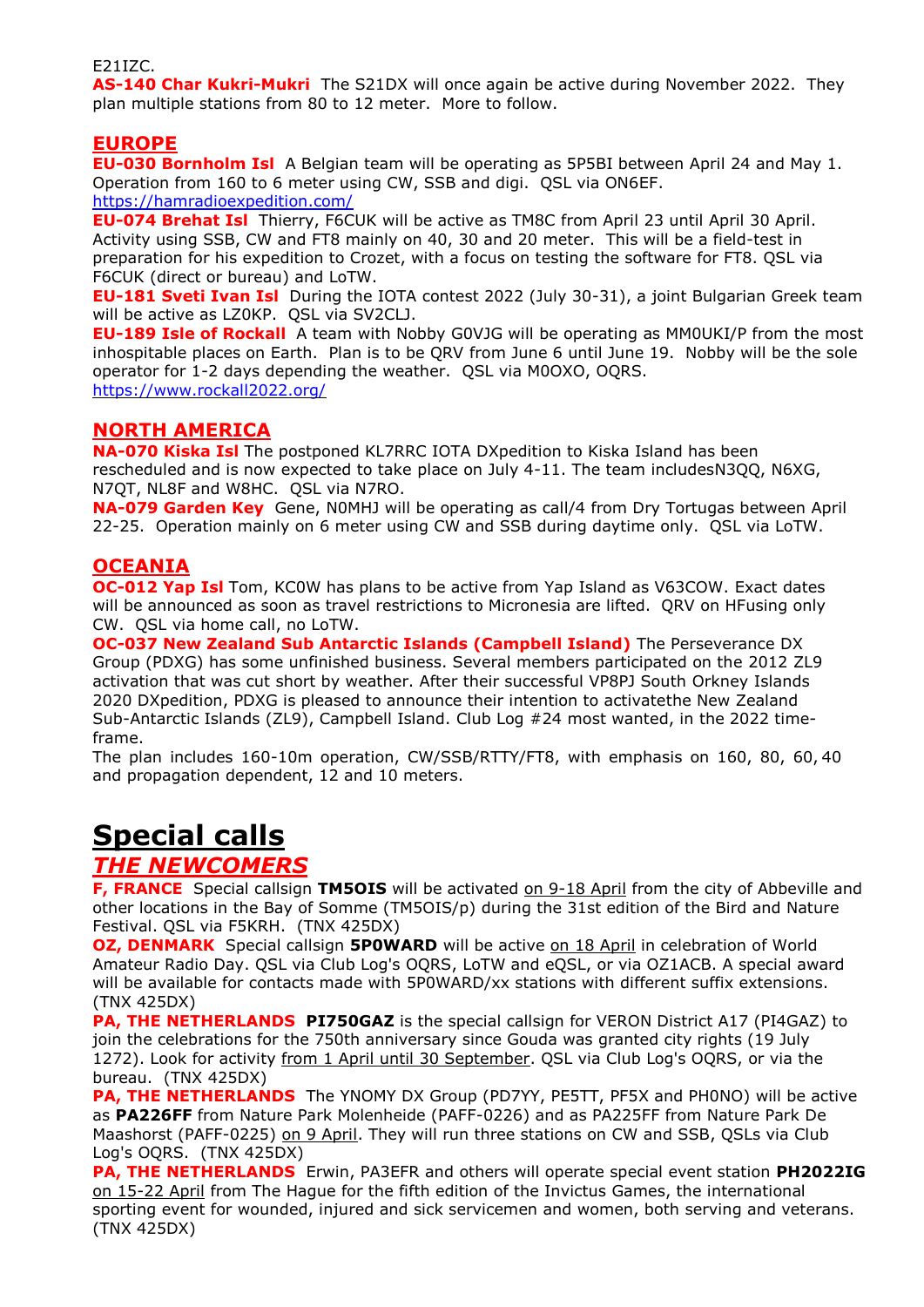E21IZC.

**AS-140 Char Kukri-Mukri** The S21DX will once again be active during November 2022. They plan multiple stations from 80 to 12 meter. More to follow.

## EUROPE

**EU-030 Bornholm Isl** A Belgian team will be operating as 5P5BI between April 24 and May 1. Operation from 160 to 6 meter using CW, SSB and digi. QSL via ON6EF. https://hamradioexpedition.com/

**EU-074 Brehat Isl** Thierry, F6CUK will be active as TM8C from April 23 until April 30 April. Activity using SSB, CW and FT8 mainly on 40, 30 and 20 meter. This will be a field-test in preparation for his expedition to Crozet, with a focus on testing the software for FT8. QSL via F6CUK (direct or bureau) and LoTW.

**EU-181 Sveti Ivan Isl** During the IOTA contest 2022 (July 30-31), a joint Bulgarian Greek team will be active as LZ0KP. QSL via SV2CLJ.

**EU-189 Isle of Rockall** A team with Nobby G0VJG will be operating as MM0UKI/P from the most inhospitable places on Earth. Plan is to be QRV from June 6 until June 19. Nobby will be the sole operator for 1-2 days depending the weather. QSL via M0OXO, OQRS. https://www.rockall2022.org/

## NORTH AMERICA

**NA-070 Kiska Isl** The postponed KL7RRC IOTA DXpedition to Kiska Island has been rescheduled and is now expected to take place on July 4-11. The team includesN3QQ, N6XG, N7QT, NL8F and W8HC. QSL via N7RO.

**NA-079 Garden Key** Gene, N0MHJ will be operating as call/4 from Dry Tortugas between April 22-25. Operation mainly on 6 meter using CW and SSB during daytime only. QSL via LoTW.

## OCEANIA

**OC-012 Yap Isl** Tom, KC0W has plans to be active from Yap Island as V63COW. Exact dates will be announced as soon as travel restrictions to Micronesia are lifted. QRV on HFusing only CW. QSL via home call, no LoTW.

**OC-037 New Zealand Sub Antarctic Islands (Campbell Island)** The Perseverance DX Group (PDXG) has some unfinished business. Several members participated on the 2012 ZL9 activation that was cut short by weather. After their successful VP8PJ South Orkney Islands 2020 DXpedition, PDXG is pleased to announce their intention to activatethe New Zealand Sub-Antarctic Islands (ZL9), Campbell Island. Club Log #24 most wanted, in the 2022 time-frame.

The plan includes 160-10m operation, CW/SSB/RTTY/FT8, with emphasis on 160, 80, 60, 40 and propagation dependent, 12 and 10 meters.

# Special calls

## *THE NEWCOMERS*

**F, FRANCE** Special callsign **TM5OIS** will be activated on 9-18 April from the city of Abbeville and other locations in the Bay of Somme (TM5OIS/p) during the 31st edition of the Bird and Nature Festival. QSL via F5KRH. (TNX 425DX)

**OZ, DENMARK** Special callsign **5P0WARD** will be active on 18 April in celebration of World Amateur Radio Day. QSL via Club Log's OQRS, LoTW and eQSL, or via OZ1ACB. A special award will be available for contacts made with 5P0WARD/xx stations with different suffix extensions. (TNX 425DX)

**PA, THE NETHERLANDS** **PI750GAZ** is the special callsign for VERON District A17 (PI4GAZ) to join the celebrations for the 750th anniversary since Gouda was granted city rights (19 July 1272). Look for activity from 1 April until 30 September. QSL via Club Log's OQRS, or via the bureau. (TNX 425DX)

**PA, THE NETHERLANDS** The YNOMY DX Group (PD7YY, PE5TT, PF5X and PH0NO) will be active as **PA226FF** from Nature Park Molenheide (PAFF-0226) and as PA225FF from Nature Park De Maashorst (PAFF-0225) on 9 April. They will run three stations on CW and SSB, QSLs via Club Log's OQRS. (TNX 425DX)

**PA, THE NETHERLANDS** Erwin, PA3EFR and others will operate special event station **PH2022IG** on 15-22 April from The Hague for the fifth edition of the Invictus Games, the international sporting event for wounded, injured and sick servicemen and women, both serving and veterans. (TNX 425DX)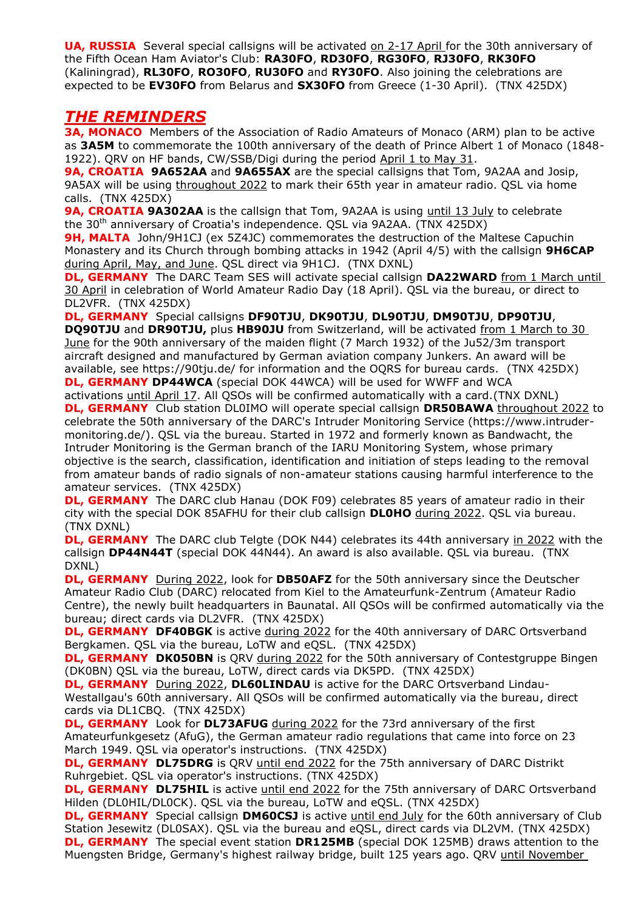**UA, RUSSIA** Several special callsigns will be activated on 2-17 April for the 30th anniversary of the Fifth Ocean Ham Aviator's Club: **RA30FO**, **RD30FO**, **RG30FO**, **RJ30FO**, **RK30FO** (Kaliningrad), **RL30FO**, **RO30FO**, **RU30FO** and **RY30FO**. Also joining the celebrations are expected to be **EV30FO** from Belarus and **SX30FO** from Greece (1-30 April). (TNX 425DX)

## *THE REMINDERS*

**3A, MONACO** Members of the Association of Radio Amateurs of Monaco (ARM) plan to be active as **3A5M** to commemorate the 100th anniversary of the death of Prince Albert 1 of Monaco (1848-1922). QRV on HF bands, CW/SSB/Digi during the period April 1 to May 31.

**9A, CROATIA** **9A652AA** and **9A655AX** are the special callsigns that Tom, 9A2AA and Josip, 9A5AX will be using throughout 2022 to mark their 65th year in amateur radio. QSL via home calls. (TNX 425DX)

**9A, CROATIA** **9A302AA** is the callsign that Tom, 9A2AA is using until 13 July to celebrate the 30th anniversary of Croatia's independence. QSL via 9A2AA. (TNX 425DX)

**9H, MALTA** John/9H1CJ (ex 5Z4JC) commemorates the destruction of the Maltese Capuchin Monastery and its Church through bombing attacks in 1942 (April 4/5) with the callsign **9H6CAP** during April, May, and June. QSL direct via 9H1CJ. (TNX DXNL)

**DL, GERMANY** The DARC Team SES will activate special callsign **DA22WARD** from 1 March until 30 April in celebration of World Amateur Radio Day (18 April). QSL via the bureau, or direct to DL2VFR. (TNX 425DX)

**DL, GERMANY** Special callsigns **DF90TJU**, **DK90TJU**, **DL90TJU**, **DM90TJU**, **DP90TJU**, **DQ90TJU** and **DR90TJU,** plus **HB90JU** from Switzerland, will be activated from 1 March to 30 June for the 90th anniversary of the maiden flight (7 March 1932) of the Ju52/3m transport aircraft designed and manufactured by German aviation company Junkers. An award will be available, see https://90tju.de/ for information and the OQRS for bureau cards. (TNX 425DX)

**DL, GERMANY** **DP44WCA** (special DOK 44WCA) will be used for WWFF and WCA activations until April 17. All QSOs will be confirmed automatically with a card.(TNX DXNL)

**DL, GERMANY** Club station DL0IMO will operate special callsign **DR50BAWA** throughout 2022 to celebrate the 50th anniversary of the DARC's Intruder Monitoring Service (https://www.intruder-monitoring.de/). QSL via the bureau. Started in 1972 and formerly known as Bandwacht, the Intruder Monitoring is the German branch of the IARU Monitoring System, whose primary objective is the search, classification, identification and initiation of steps leading to the removal from amateur bands of radio signals of non-amateur stations causing harmful interference to the amateur services. (TNX 425DX)

**DL, GERMANY** The DARC club Hanau (DOK F09) celebrates 85 years of amateur radio in their city with the special DOK 85AFHU for their club callsign **DL0HO** during 2022. QSL via bureau. (TNX DXNL)

**DL, GERMANY** The DARC club Telgte (DOK N44) celebrates its 44th anniversary in 2022 with the callsign **DP44N44T** (special DOK 44N44). An award is also available. QSL via bureau. (TNX DXNL)

**DL, GERMANY** During 2022, look for **DB50AFZ** for the 50th anniversary since the Deutscher Amateur Radio Club (DARC) relocated from Kiel to the Amateurfunk-Zentrum (Amateur Radio Centre), the newly built headquarters in Baunatal. All QSOs will be confirmed automatically via the bureau; direct cards via DL2VFR. (TNX 425DX)

**DL, GERMANY** **DF40BGK** is active during 2022 for the 40th anniversary of DARC Ortsverband Bergkamen. QSL via the bureau, LoTW and eQSL. (TNX 425DX)

**DL, GERMANY** **DK050BN** is QRV during 2022 for the 50th anniversary of Contestgruppe Bingen (DK0BN) QSL via the bureau, LoTW, direct cards via DK5PD. (TNX 425DX)

**DL, GERMANY** During 2022, **DL60LINDAU** is active for the DARC Ortsverband Lindau-Westallgau's 60th anniversary. All QSOs will be confirmed automatically via the bureau, direct cards via DL1CBQ. (TNX 425DX)

**DL, GERMANY** Look for **DL73AFUG** during 2022 for the 73rd anniversary of the first Amateurfunkgesetz (AfuG), the German amateur radio regulations that came into force on 23 March 1949. QSL via operator's instructions. (TNX 425DX)

**DL, GERMANY** **DL75DRG** is QRV until end 2022 for the 75th anniversary of DARC Distrikt Ruhrgebiet. QSL via operator's instructions. (TNX 425DX)

**DL, GERMANY** **DL75HIL** is active until end 2022 for the 75th anniversary of DARC Ortsverband Hilden (DL0HIL/DL0CK). QSL via the bureau, LoTW and eQSL. (TNX 425DX)

**DL, GERMANY** Special callsign **DM60CSJ** is active until end July for the 60th anniversary of Club Station Jesewitz (DL0SAX). QSL via the bureau and eQSL, direct cards via DL2VM. (TNX 425DX)

**DL, GERMANY** The special event station **DR125MB** (special DOK 125MB) draws attention to the Muengsten Bridge, Germany's highest railway bridge, built 125 years ago. QRV until November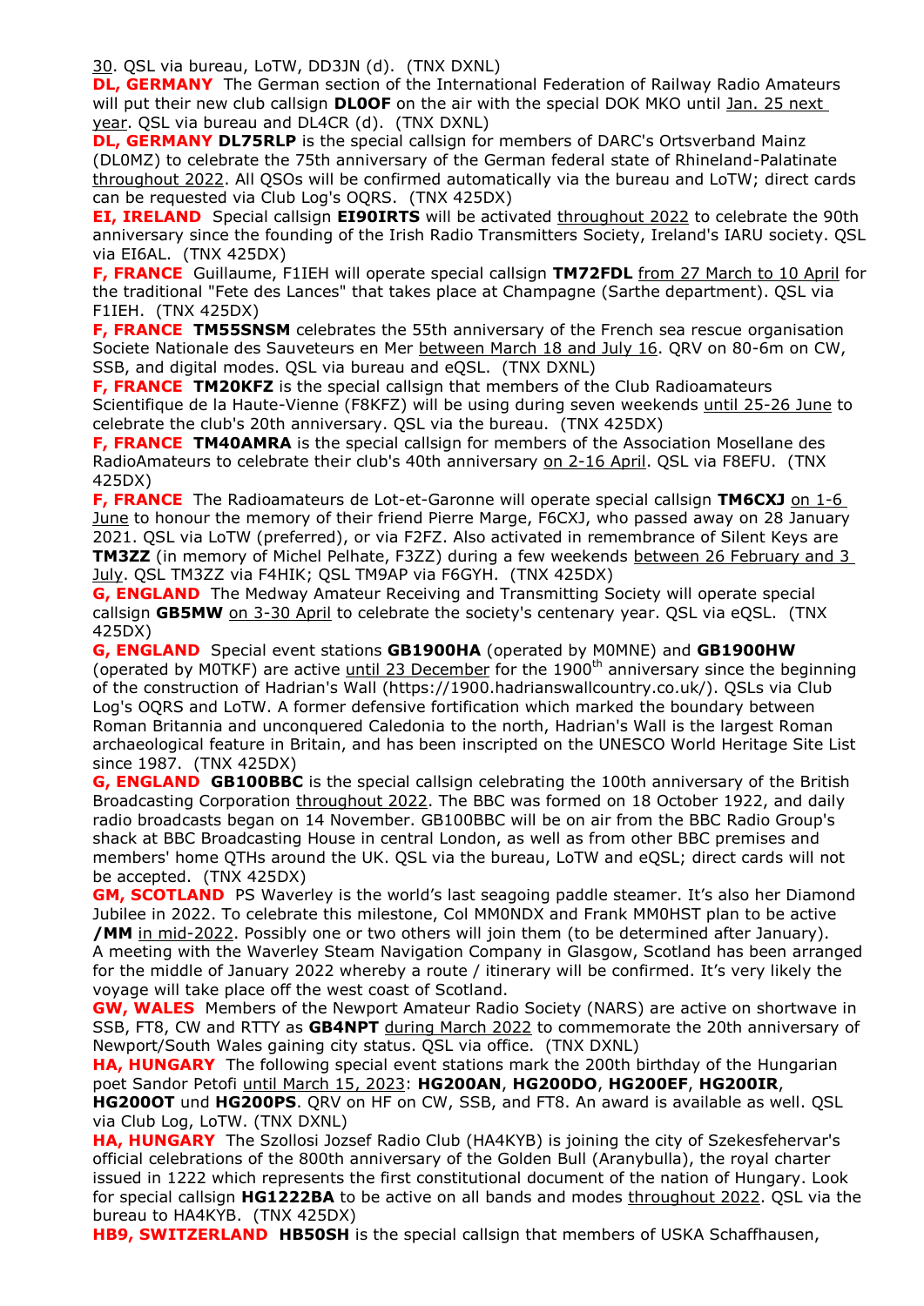30. QSL via bureau, LoTW, DD3JN (d). (TNX DXNL)

**DL, GERMANY** The German section of the International Federation of Railway Radio Amateurs will put their new club callsign **DL0OF** on the air with the special DOK MKO until Jan. 25 next year. QSL via bureau and DL4CR (d). (TNX DXNL)

**DL, GERMANY** **DL75RLP** is the special callsign for members of DARC's Ortsverband Mainz (DL0MZ) to celebrate the 75th anniversary of the German federal state of Rhineland-Palatinate throughout 2022. All QSOs will be confirmed automatically via the bureau and LoTW; direct cards can be requested via Club Log's OQRS. (TNX 425DX)

**EI, IRELAND** Special callsign **EI90IRTS** will be activated throughout 2022 to celebrate the 90th anniversary since the founding of the Irish Radio Transmitters Society, Ireland's IARU society. QSL via EI6AL. (TNX 425DX)

**F, FRANCE** Guillaume, F1IEH will operate special callsign **TM72FDL** from 27 March to 10 April for the traditional "Fete des Lances" that takes place at Champagne (Sarthe department). QSL via F1IEH. (TNX 425DX)

**F, FRANCE** **TM55SNSM** celebrates the 55th anniversary of the French sea rescue organisation Societe Nationale des Sauveteurs en Mer between March 18 and July 16. QRV on 80-6m on CW, SSB, and digital modes. QSL via bureau and eQSL. (TNX DXNL)

**F, FRANCE** **TM20KFZ** is the special callsign that members of the Club Radioamateurs Scientifique de la Haute-Vienne (F8KFZ) will be using during seven weekends until 25-26 June to celebrate the club's 20th anniversary. QSL via the bureau. (TNX 425DX)

**F, FRANCE** **TM40AMRA** is the special callsign for members of the Association Mosellane des RadioAmateurs to celebrate their club's 40th anniversary on 2-16 April. QSL via F8EFU. (TNX 425DX)

**F, FRANCE** The Radioamateurs de Lot-et-Garonne will operate special callsign **TM6CXJ** on 1-6 June to honour the memory of their friend Pierre Marge, F6CXJ, who passed away on 28 January 2021. QSL via LoTW (preferred), or via F2FZ. Also activated in remembrance of Silent Keys are **TM3ZZ** (in memory of Michel Pelhate, F3ZZ) during a few weekends between 26 February and 3 July. QSL TM3ZZ via F4HIK; QSL TM9AP via F6GYH. (TNX 425DX)

**G, ENGLAND** The Medway Amateur Receiving and Transmitting Society will operate special callsign **GB5MW** on 3-30 April to celebrate the society's centenary year. QSL via eQSL. (TNX 425DX)

**G, ENGLAND** Special event stations **GB1900HA** (operated by M0MNE) and **GB1900HW** (operated by M0TKF) are active until 23 December for the 1900th anniversary since the beginning of the construction of Hadrian's Wall (https://1900.hadrianswallcountry.co.uk/). QSLs via Club Log's OQRS and LoTW. A former defensive fortification which marked the boundary between Roman Britannia and unconquered Caledonia to the north, Hadrian's Wall is the largest Roman archaeological feature in Britain, and has been inscripted on the UNESCO World Heritage Site List since 1987. (TNX 425DX)

**G, ENGLAND** **GB100BBC** is the special callsign celebrating the 100th anniversary of the British Broadcasting Corporation throughout 2022. The BBC was formed on 18 October 1922, and daily radio broadcasts began on 14 November. GB100BBC will be on air from the BBC Radio Group's shack at BBC Broadcasting House in central London, as well as from other BBC premises and members' home QTHs around the UK. QSL via the bureau, LoTW and eQSL; direct cards will not be accepted. (TNX 425DX)

**GM, SCOTLAND** PS Waverley is the world's last seagoing paddle steamer. It's also her Diamond Jubilee in 2022. To celebrate this milestone, Col MM0NDX and Frank MM0HST plan to be active **/MM** in mid-2022. Possibly one or two others will join them (to be determined after January). A meeting with the Waverley Steam Navigation Company in Glasgow, Scotland has been arranged for the middle of January 2022 whereby a route / itinerary will be confirmed. It's very likely the voyage will take place off the west coast of Scotland.

**GW, WALES** Members of the Newport Amateur Radio Society (NARS) are active on shortwave in SSB, FT8, CW and RTTY as **GB4NPT** during March 2022 to commemorate the 20th anniversary of Newport/South Wales gaining city status. QSL via office. (TNX DXNL)

**HA, HUNGARY** The following special event stations mark the 200th birthday of the Hungarian poet Sandor Petofi until March 15, 2023: **HG200AN**, **HG200DO**, **HG200EF**, **HG200IR**, **HG200OT** und **HG200PS**. QRV on HF on CW, SSB, and FT8. An award is available as well. QSL via Club Log, LoTW. (TNX DXNL)

**HA, HUNGARY** The Szollosi Jozsef Radio Club (HA4KYB) is joining the city of Szekesfehervar's official celebrations of the 800th anniversary of the Golden Bull (Aranybulla), the royal charter issued in 1222 which represents the first constitutional document of the nation of Hungary. Look for special callsign **HG1222BA** to be active on all bands and modes throughout 2022. QSL via the bureau to HA4KYB. (TNX 425DX)

**HB9, SWITZERLAND** **HB50SH** is the special callsign that members of USKA Schaffhausen,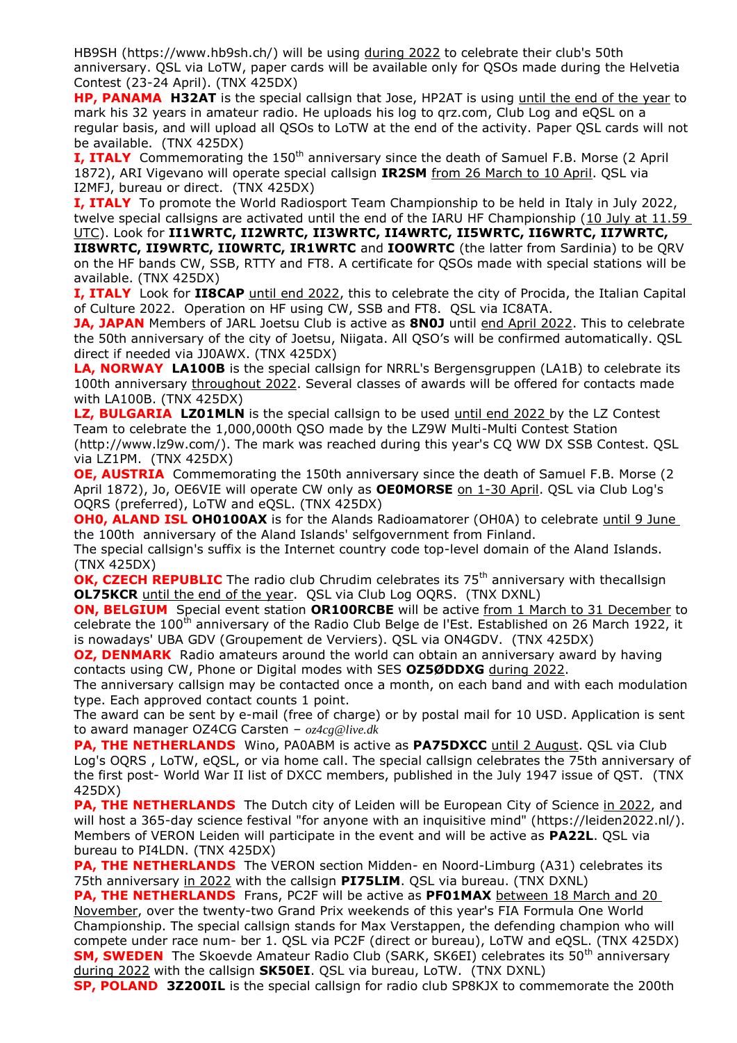HB9SH (https://www.hb9sh.ch/) will be using during 2022 to celebrate their club's 50th anniversary. QSL via LoTW, paper cards will be available only for QSOs made during the Helvetia Contest (23-24 April). (TNX 425DX)

**HP, PANAMA** **H32AT** is the special callsign that Jose, HP2AT is using until the end of the year to mark his 32 years in amateur radio. He uploads his log to qrz.com, Club Log and eQSL on a regular basis, and will upload all QSOs to LoTW at the end of the activity. Paper QSL cards will not be available. (TNX 425DX)

**I, ITALY** Commemorating the 150th anniversary since the death of Samuel F.B. Morse (2 April 1872), ARI Vigevano will operate special callsign **IR2SM** from 26 March to 10 April. QSL via I2MFJ, bureau or direct. (TNX 425DX)

**I, ITALY** To promote the World Radiosport Team Championship to be held in Italy in July 2022, twelve special callsigns are activated until the end of the IARU HF Championship (10 July at 11.59 UTC). Look for **II1WRTC, II2WRTC, II3WRTC, II4WRTC, II5WRTC, II6WRTC, II7WRTC, II8WRTC, II9WRTC, II0WRTC, IR1WRTC** and **IO0WRTC** (the latter from Sardinia) to be QRV on the HF bands CW, SSB, RTTY and FT8. A certificate for QSOs made with special stations will be available. (TNX 425DX)

**I, ITALY** Look for **II8CAP** until end 2022, this to celebrate the city of Procida, the Italian Capital of Culture 2022. Operation on HF using CW, SSB and FT8. QSL via IC8ATA.

**JA, JAPAN** Members of JARL Joetsu Club is active as **8N0J** until end April 2022. This to celebrate the 50th anniversary of the city of Joetsu, Niigata. All QSO's will be confirmed automatically. QSL direct if needed via JJ0AWX. (TNX 425DX)

**LA, NORWAY** **LA100B** is the special callsign for NRRL's Bergensgruppen (LA1B) to celebrate its 100th anniversary throughout 2022. Several classes of awards will be offered for contacts made with LA100B. (TNX 425DX)

**LZ, BULGARIA** **LZ01MLN** is the special callsign to be used until end 2022 by the LZ Contest Team to celebrate the 1,000,000th QSO made by the LZ9W Multi-Multi Contest Station (http://www.lz9w.com/). The mark was reached during this year's CQ WW DX SSB Contest. QSL via LZ1PM. (TNX 425DX)

**OE, AUSTRIA** Commemorating the 150th anniversary since the death of Samuel F.B. Morse (2 April 1872), Jo, OE6VIE will operate CW only as **OE0MORSE** on 1-30 April. QSL via Club Log's OQRS (preferred), LoTW and eQSL. (TNX 425DX)

**OH0, ALAND ISL** **OH0100AX** is for the Alands Radioamatorer (OH0A) to celebrate until 9 June the 100th anniversary of the Aland Islands' selfgovernment from Finland.
The special callsign's suffix is the Internet country code top-level domain of the Aland Islands. (TNX 425DX)

**OK, CZECH REPUBLIC** The radio club Chrudim celebrates its 75th anniversary with thecallsign **OL75KCR** until the end of the year. QSL via Club Log OQRS. (TNX DXNL)

**ON, BELGIUM** Special event station **OR100RCBE** will be active from 1 March to 31 December to celebrate the 100th anniversary of the Radio Club Belge de l'Est. Established on 26 March 1922, it is nowadays' UBA GDV (Groupement de Verviers). QSL via ON4GDV. (TNX 425DX)

**OZ, DENMARK** Radio amateurs around the world can obtain an anniversary award by having contacts using CW, Phone or Digital modes with SES **OZ5ØDDXG** during 2022.
The anniversary callsign may be contacted once a month, on each band and with each modulation type. Each approved contact counts 1 point.
The award can be sent by e-mail (free of charge) or by postal mail for 10 USD. Application is sent to award manager OZ4CG Carsten – *oz4cg@live.dk*

**PA, THE NETHERLANDS** Wino, PA0ABM is active as **PA75DXCC** until 2 August. QSL via Club Log's OQRS , LoTW, eQSL, or via home call. The special callsign celebrates the 75th anniversary of the first post- World War II list of DXCC members, published in the July 1947 issue of QST. (TNX 425DX)

**PA, THE NETHERLANDS** The Dutch city of Leiden will be European City of Science in 2022, and will host a 365-day science festival "for anyone with an inquisitive mind" (https://leiden2022.nl/). Members of VERON Leiden will participate in the event and will be active as **PA22L**. QSL via bureau to PI4LDN. (TNX 425DX)

**PA, THE NETHERLANDS** The VERON section Midden- en Noord-Limburg (A31) celebrates its 75th anniversary in 2022 with the callsign **PI75LIM**. QSL via bureau. (TNX DXNL)

**PA, THE NETHERLANDS** Frans, PC2F will be active as **PF01MAX** between 18 March and 20 November, over the twenty-two Grand Prix weekends of this year's FIA Formula One World Championship. The special callsign stands for Max Verstappen, the defending champion who will compete under race num- ber 1. QSL via PC2F (direct or bureau), LoTW and eQSL. (TNX 425DX)

**SM, SWEDEN** The Skoevde Amateur Radio Club (SARK, SK6EI) celebrates its 50th anniversary during 2022 with the callsign **SK50EI**. QSL via bureau, LoTW. (TNX DXNL)

**SP, POLAND** **3Z200IL** is the special callsign for radio club SP8KJX to commemorate the 200th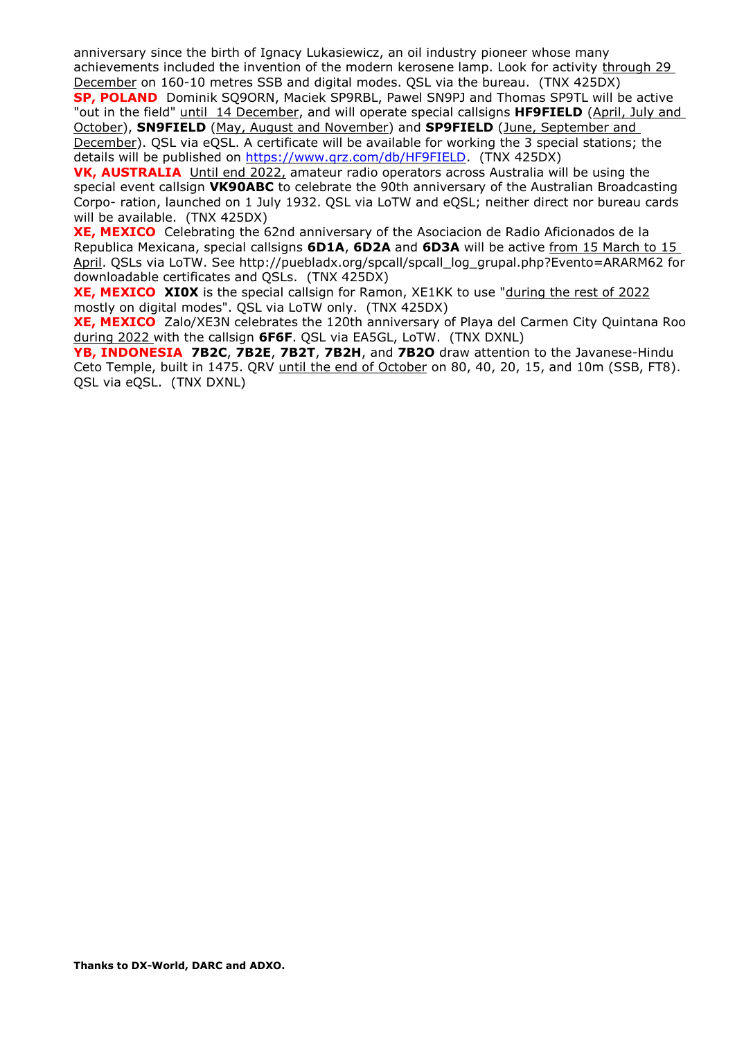anniversary since the birth of Ignacy Lukasiewicz, an oil industry pioneer whose many achievements included the invention of the modern kerosene lamp. Look for activity through 29 December on 160-10 metres SSB and digital modes. QSL via the bureau. (TNX 425DX)

**SP, POLAND** Dominik SQ9ORN, Maciek SP9RBL, Pawel SN9PJ and Thomas SP9TL will be active "out in the field" until 14 December, and will operate special callsigns **HF9FIELD** (April, July and October), **SN9FIELD** (May, August and November) and **SP9FIELD** (June, September and December). QSL via eQSL. A certificate will be available for working the 3 special stations; the details will be published on https://www.qrz.com/db/HF9FIELD. (TNX 425DX)

**VK, AUSTRALIA** Until end 2022, amateur radio operators across Australia will be using the special event callsign **VK90ABC** to celebrate the 90th anniversary of the Australian Broadcasting Corpo- ration, launched on 1 July 1932. QSL via LoTW and eQSL; neither direct nor bureau cards will be available. (TNX 425DX)

**XE, MEXICO** Celebrating the 62nd anniversary of the Asociacion de Radio Aficionados de la Republica Mexicana, special callsigns **6D1A**, **6D2A** and **6D3A** will be active from 15 March to 15 April. QSLs via LoTW. See http://puebladx.org/spcall/spcall_log_grupal.php?Evento=ARARM62 for downloadable certificates and QSLs. (TNX 425DX)

**XE, MEXICO** **XI0X** is the special callsign for Ramon, XE1KK to use "during the rest of 2022 mostly on digital modes". QSL via LoTW only. (TNX 425DX)

**XE, MEXICO** Zalo/XE3N celebrates the 120th anniversary of Playa del Carmen City Quintana Roo during 2022 with the callsign **6F6F**. QSL via EA5GL, LoTW. (TNX DXNL)

**YB, INDONESIA** **7B2C**, **7B2E**, **7B2T**, **7B2H**, and **7B2O** draw attention to the Javanese-Hindu Ceto Temple, built in 1475. QRV until the end of October on 80, 40, 20, 15, and 10m (SSB, FT8). QSL via eQSL. (TNX DXNL)

**Thanks to DX-World, DARC and ADXO.**